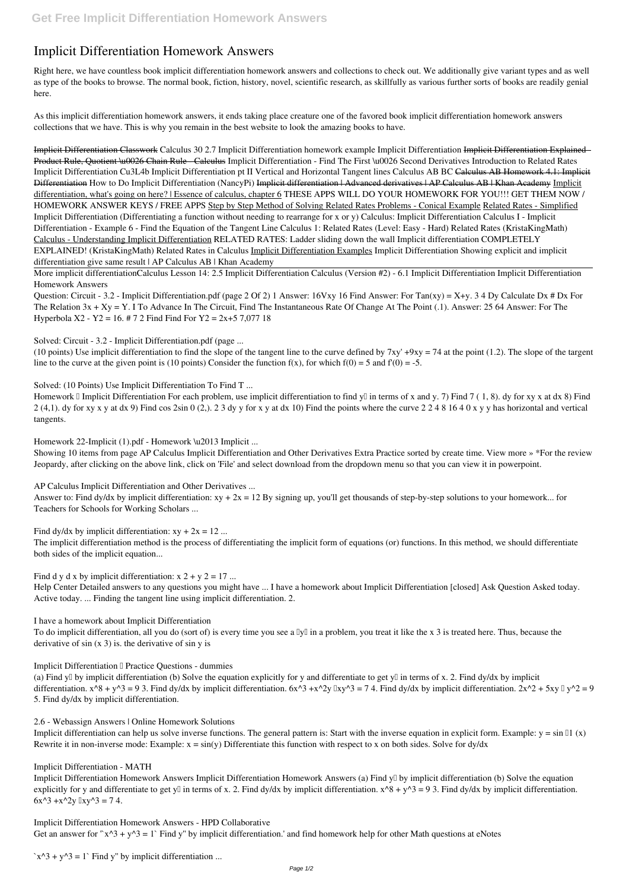# Implicit Differentiation Homework Answers

Right here, we have countless book implicit differentiation homework answers and collections to check out. We additionally give variant types and as well as type of the books to browse. The normal book, fiction, history, novel, scientific research, as skillfully as various further sorts of books are readily genial here.

As this implicit differentiation homework answers, it ends taking place creature one of the favored book implicit differentiation homework answers collections that we have. This is why you remain in the best website to look the amazing books to have.

~~Implicit Differentiation Classwork~~ Calculus 30 2.7 Implicit Differentiation homework example Implicit Differentiation ~~Implicit Differentiation Explained - Product Rule, Quotient \u0026 Chain Rule - Calculus~~ Implicit Differentiation - Find The First \u0026 Second Derivatives Introduction to Related Rates Implicit Differentiation Cu3L4b Implicit Differentiation pt II Vertical and Horizontal Tangent lines Calculus AB BC ~~Calculus AB Homework 4.1: Implicit Differentiation~~ How to Do Implicit Differentiation (NancyPi) ~~Implicit differentiation | Advanced derivatives | AP Calculus AB | Khan Academy~~ Implicit differentiation, what's going on here? | Essence of calculus, chapter 6 THESE APPS WILL DO YOUR HOMEWORK FOR YOU!!! GET THEM NOW / HOMEWORK ANSWER KEYS / FREE APPS Step by Step Method of Solving Related Rates Problems - Conical Example Related Rates - Simplified Implicit Differentiation (Differentiating a function without needing to rearrange for x or y) Calculus: Implicit Differentiation Calculus I - Implicit Differentiation - Example 6 - Find the Equation of the Tangent Line Calculus 1: Related Rates (Level: Easy - Hard) Related Rates (KristaKingMath) Calculus - Understanding Implicit Differentiation RELATED RATES: Ladder sliding down the wall Implicit differentiation COMPLETELY EXPLAINED! (KristaKingMath) Related Rates in Calculus Implicit Differentiation Examples Implicit Differentiation Showing explicit and implicit differentiation give same result | AP Calculus AB | Khan Academy

More implicit differentiationCalculus Lesson 14: 2.5 Implicit Differentiation Calculus (Version #2) - 6.1 Implicit Differentiation Implicit Differentiation Homework Answers

Question: Circuit - 3.2 - Implicit Differentiation.pdf (page 2 Of 2) 1 Answer: 16Vxy 16 Find Answer: For Tan(xy) = X+y. 3 4 Dy Calculate Dx # Dx For The Relation 3x + Xy = Y. I To Advance In The Circuit, Find The Instantaneous Rate Of Change At The Point (.1). Answer: 25 64 Answer: For The Hyperbola X2 - Y2 = 16. # 7 2 Find Find For Y2 = 2x+5 7,077 18

Solved: Circuit - 3.2 - Implicit Differentiation.pdf (page ...

(10 points) Use implicit differentiation to find the slope of the tangent line to the curve defined by 7xy' +9xy = 74 at the point (1.2). The slope of the tangent line to the curve at the given point is (10 points) Consider the function f(x), for which f(0) = 5 and f'(0) = -5.

Solved: (10 Points) Use Implicit Differentiation To Find T ...

Homework – Implicit Differentiation For each problem, use implicit differentiation to find y′ in terms of x and y. 7) Find 7 ( 1, 8). dy for xy x at dx 8) Find 2 (4,1). dy for xy x y at dx 9) Find cos 2sin 0 (2,). 2 3 dy y for x y at dx 10) Find the points where the curve 2 2 4 8 16 4 0 x y y has horizontal and vertical tangents.

Homework 22-Implicit (1).pdf - Homework \u2013 Implicit ...

Showing 10 items from page AP Calculus Implicit Differentiation and Other Derivatives Extra Practice sorted by create time. View more » *For the review Jeopardy, after clicking on the above link, click on 'File' and select download from the dropdown menu so that you can view it in powerpoint.

AP Calculus Implicit Differentiation and Other Derivatives ...

Answer to: Find dy/dx by implicit differentiation: xy + 2x = 12 By signing up, you'll get thousands of step-by-step solutions to your homework... for Teachers for Schools for Working Scholars ...

Find dy/dx by implicit differentiation: xy + 2x = 12 ...

The implicit differentiation method is the process of differentiating the implicit form of equations (or) functions. In this method, we should differentiate both sides of the implicit equation...

Find d y d x by implicit differentiation: x 2 + y 2 = 17 ...

Help Center Detailed answers to any questions you might have ... I have a homework about Implicit Differentiation [closed] Ask Question Asked today. Active today. ... Finding the tangent line using implicit differentiation. 2.

I have a homework about Implicit Differentiation

To do implicit differentiation, all you do (sort of) is every time you see a "y" in a problem, you treat it like the x 3 is treated here. Thus, because the derivative of sin (x 3) is. the derivative of sin y is

Implicit Differentiation – Practice Questions - dummies

(a) Find y′ by implicit differentiation (b) Solve the equation explicitly for y and differentiate to get y′ in terms of x. 2. Find dy/dx by implicit differentiation. x^8 + y^3 = 9 3. Find dy/dx by implicit differentiation. 6x^3 +x^2y −xy^3 = 7 4. Find dy/dx by implicit differentiation. 2x^2 + 5xy − y^2 = 9 5. Find dy/dx by implicit differentiation.

2.6 - Webassign Answers | Online Homework Solutions

Implicit differentiation can help us solve inverse functions. The general pattern is: Start with the inverse equation in explicit form. Example: y = sin −1 (x) Rewrite it in non-inverse mode: Example: x = sin(y) Differentiate this function with respect to x on both sides. Solve for dy/dx

Implicit Differentiation - MATH

Implicit Differentiation Homework Answers Implicit Differentiation Homework Answers (a) Find y′ by implicit differentiation (b) Solve the equation explicitly for y and differentiate to get y′ in terms of x. 2. Find dy/dx by implicit differentiation. x^8 + y^3 = 9 3. Find dy/dx by implicit differentiation. 6x^3 +x^2y −xy^3 = 7 4.

Implicit Differentiation Homework Answers - HPD Collaborative

Get an answer for '`x^3 + y^3 = 1` Find y'' by implicit differentiation.' and find homework help for other Math questions at eNotes

`x^3 + y^3 = 1` Find y'' by implicit differentiation ...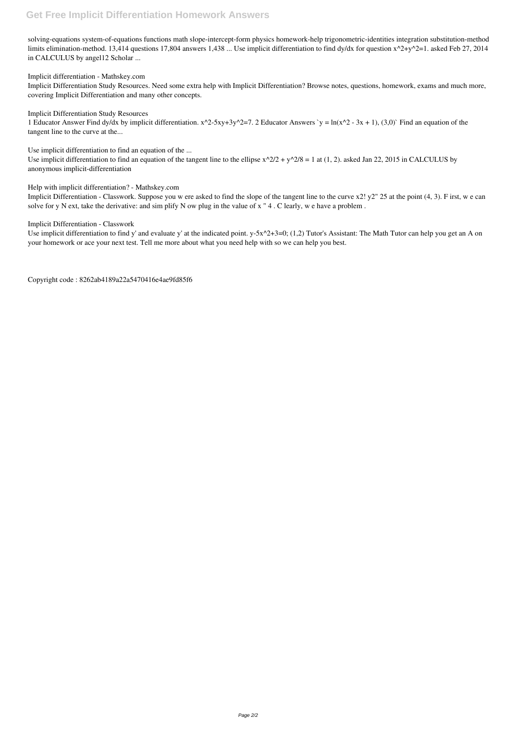solving-equations system-of-equations functions math slope-intercept-form physics homework-help trigonometric-identities integration substitution-method limits elimination-method. 13,414 questions 17,804 answers 1,438 ... Use implicit differentiation to find dy/dx for question $x^2+y^2=1$. asked Feb 27, 2014 in CALCULUS by angel12 Scholar ...

Implicit differentiation - Mathskey.com

Implicit Differentiation Study Resources. Need some extra help with Implicit Differentiation? Browse notes, questions, homework, exams and much more, covering Implicit Differentiation and many other concepts.

Implicit Differentiation Study Resources

1 Educator Answer Find dy/dx by implicit differentiation. $x^2-5xy+3y^2=7$. 2 Educator Answers `$y = \ln(x^2 - 3x + 1)$, (3,0)` Find an equation of the tangent line to the curve at the...

Use implicit differentiation to find an equation of the ...

Use implicit differentiation to find an equation of the tangent line to the ellipse $x^2/2 + y^2/8 = 1$ at (1, 2). asked Jan 22, 2015 in CALCULUS by anonymous implicit-differentiation

Help with implicit differentiation? - Mathskey.com

Implicit Differentiation - Classwork. Suppose you w ere asked to find the slope of the tangent line to the curve x2! y2" 25 at the point (4, 3). F irst, w e can solve for y N ext, take the derivative: and sim plify N ow plug in the value of x " 4 . C learly, w e have a problem .

Implicit Differentiation - Classwork

Use implicit differentiation to find y' and evaluate y' at the indicated point. $y-5x^2+3=0$; (1,2) Tutor's Assistant: The Math Tutor can help you get an A on your homework or ace your next test. Tell me more about what you need help with so we can help you best.

Copyright code : 8262ab4189a22a5470416e4ae9fd85f6